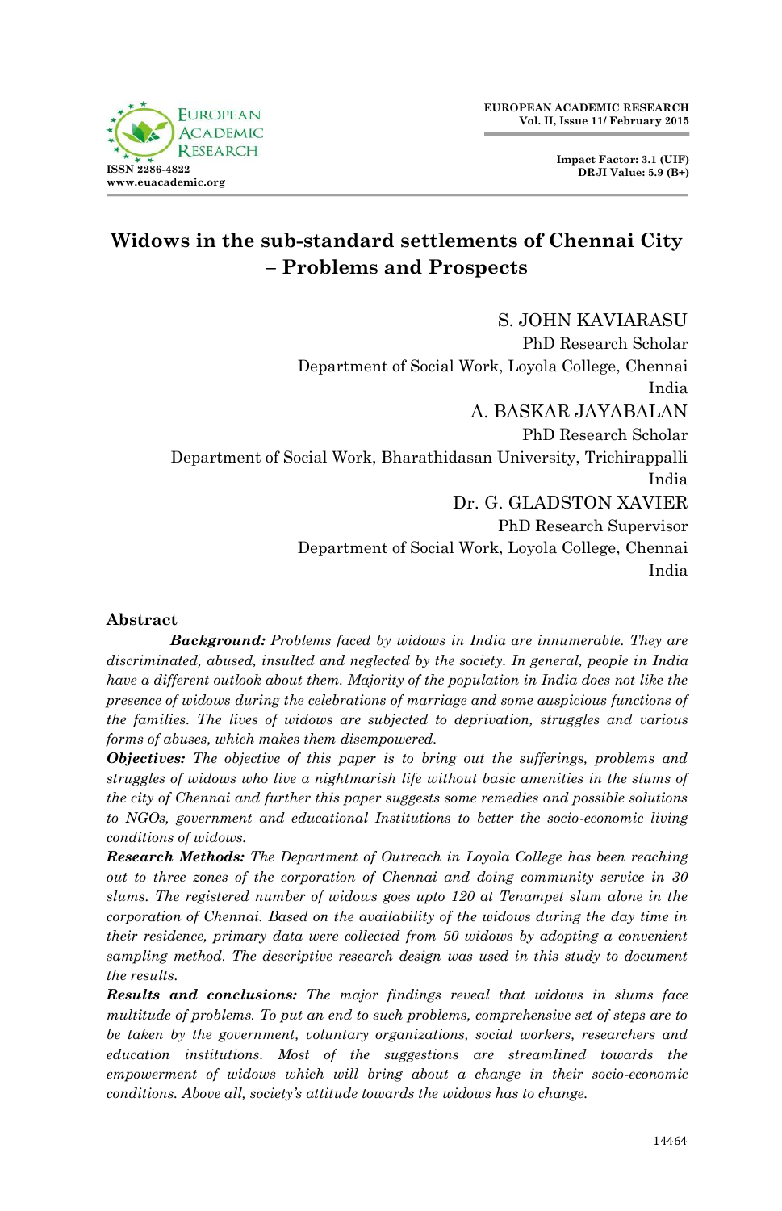# Widows in the sub-standard settlements of Chennai City – Problems and Prospects

S. JOHN KAVIARASU
PhD Research Scholar
Department of Social Work, Loyola College, Chennai
India

A. BASKAR JAYABALAN
PhD Research Scholar
Department of Social Work, Bharathidasan University, Trichirappalli
India

Dr. G. GLADSTON XAVIER
PhD Research Supervisor
Department of Social Work, Loyola College, Chennai
India

## Abstract

***Background:*** *Problems faced by widows in India are innumerable. They are discriminated, abused, insulted and neglected by the society. In general, people in India have a different outlook about them. Majority of the population in India does not like the presence of widows during the celebrations of marriage and some auspicious functions of the families. The lives of widows are subjected to deprivation, struggles and various forms of abuses, which makes them disempowered.*

***Objectives:*** *The objective of this paper is to bring out the sufferings, problems and struggles of widows who live a nightmarish life without basic amenities in the slums of the city of Chennai and further this paper suggests some remedies and possible solutions to NGOs, government and educational Institutions to better the socio-economic living conditions of widows.*

***Research Methods:*** *The Department of Outreach in Loyola College has been reaching out to three zones of the corporation of Chennai and doing community service in 30 slums. The registered number of widows goes upto 120 at Tenampet slum alone in the corporation of Chennai. Based on the availability of the widows during the day time in their residence, primary data were collected from 50 widows by adopting a convenient sampling method. The descriptive research design was used in this study to document the results.*

***Results and conclusions:*** *The major findings reveal that widows in slums face multitude of problems. To put an end to such problems, comprehensive set of steps are to be taken by the government, voluntary organizations, social workers, researchers and education institutions. Most of the suggestions are streamlined towards the empowerment of widows which will bring about a change in their socio-economic conditions. Above all, society's attitude towards the widows has to change.*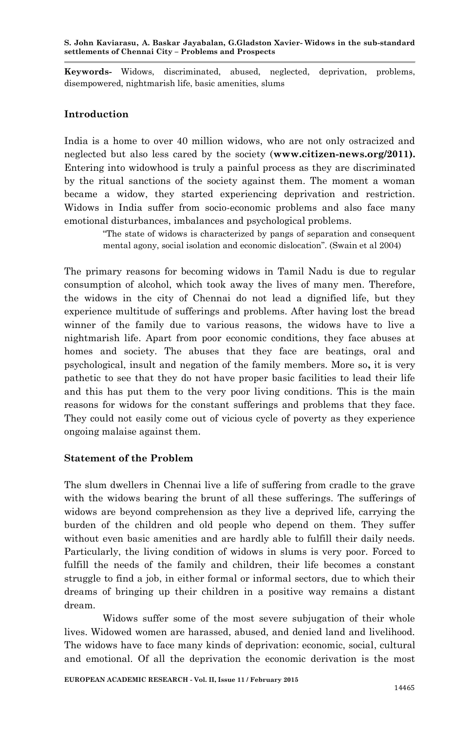**Keywords-** Widows, discriminated, abused, neglected, deprivation, problems, disempowered, nightmarish life, basic amenities, slums

## Introduction

India is a home to over 40 million widows, who are not only ostracized and neglected but also less cared by the society (**www.citizen-news.org/2011).** Entering into widowhood is truly a painful process as they are discriminated by the ritual sanctions of the society against them. The moment a woman became a widow, they started experiencing deprivation and restriction. Widows in India suffer from socio-economic problems and also face many emotional disturbances, imbalances and psychological problems.

> "The state of widows is characterized by pangs of separation and consequent mental agony, social isolation and economic dislocation". (Swain et al 2004)

The primary reasons for becoming widows in Tamil Nadu is due to regular consumption of alcohol, which took away the lives of many men. Therefore, the widows in the city of Chennai do not lead a dignified life, but they experience multitude of sufferings and problems. After having lost the bread winner of the family due to various reasons, the widows have to live a nightmarish life. Apart from poor economic conditions, they face abuses at homes and society. The abuses that they face are beatings, oral and psychological, insult and negation of the family members. More so**,** it is very pathetic to see that they do not have proper basic facilities to lead their life and this has put them to the very poor living conditions. This is the main reasons for widows for the constant sufferings and problems that they face. They could not easily come out of vicious cycle of poverty as they experience ongoing malaise against them.

## Statement of the Problem

The slum dwellers in Chennai live a life of suffering from cradle to the grave with the widows bearing the brunt of all these sufferings. The sufferings of widows are beyond comprehension as they live a deprived life, carrying the burden of the children and old people who depend on them. They suffer without even basic amenities and are hardly able to fulfill their daily needs. Particularly, the living condition of widows in slums is very poor. Forced to fulfill the needs of the family and children, their life becomes a constant struggle to find a job, in either formal or informal sectors, due to which their dreams of bringing up their children in a positive way remains a distant dream.

Widows suffer some of the most severe subjugation of their whole lives. Widowed women are harassed, abused, and denied land and livelihood. The widows have to face many kinds of deprivation: economic, social, cultural and emotional. Of all the deprivation the economic derivation is the most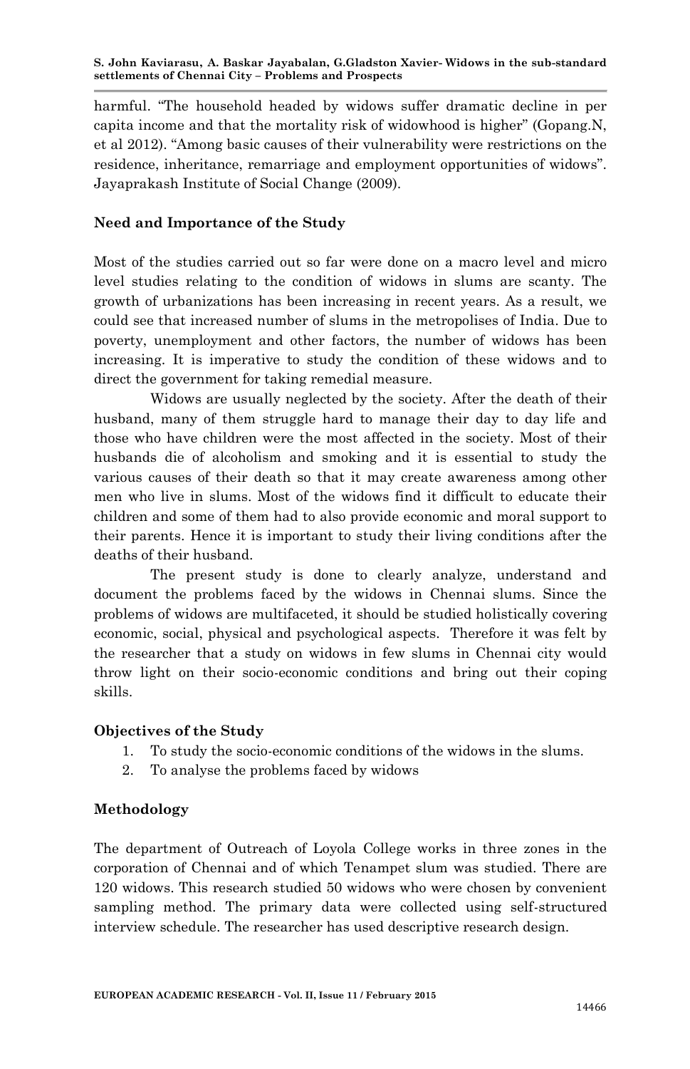harmful. "The household headed by widows suffer dramatic decline in per capita income and that the mortality risk of widowhood is higher" (Gopang.N, et al 2012). "Among basic causes of their vulnerability were restrictions on the residence, inheritance, remarriage and employment opportunities of widows". Jayaprakash Institute of Social Change (2009).

### Need and Importance of the Study

Most of the studies carried out so far were done on a macro level and micro level studies relating to the condition of widows in slums are scanty. The growth of urbanizations has been increasing in recent years. As a result, we could see that increased number of slums in the metropolises of India. Due to poverty, unemployment and other factors, the number of widows has been increasing. It is imperative to study the condition of these widows and to direct the government for taking remedial measure.

Widows are usually neglected by the society. After the death of their husband, many of them struggle hard to manage their day to day life and those who have children were the most affected in the society. Most of their husbands die of alcoholism and smoking and it is essential to study the various causes of their death so that it may create awareness among other men who live in slums. Most of the widows find it difficult to educate their children and some of them had to also provide economic and moral support to their parents. Hence it is important to study their living conditions after the deaths of their husband.

The present study is done to clearly analyze, understand and document the problems faced by the widows in Chennai slums. Since the problems of widows are multifaceted, it should be studied holistically covering economic, social, physical and psychological aspects. Therefore it was felt by the researcher that a study on widows in few slums in Chennai city would throw light on their socio-economic conditions and bring out their coping skills.

### Objectives of the Study

1. To study the socio-economic conditions of the widows in the slums.
2. To analyse the problems faced by widows

### Methodology

The department of Outreach of Loyola College works in three zones in the corporation of Chennai and of which Tenampet slum was studied. There are 120 widows. This research studied 50 widows who were chosen by convenient sampling method. The primary data were collected using self-structured interview schedule. The researcher has used descriptive research design.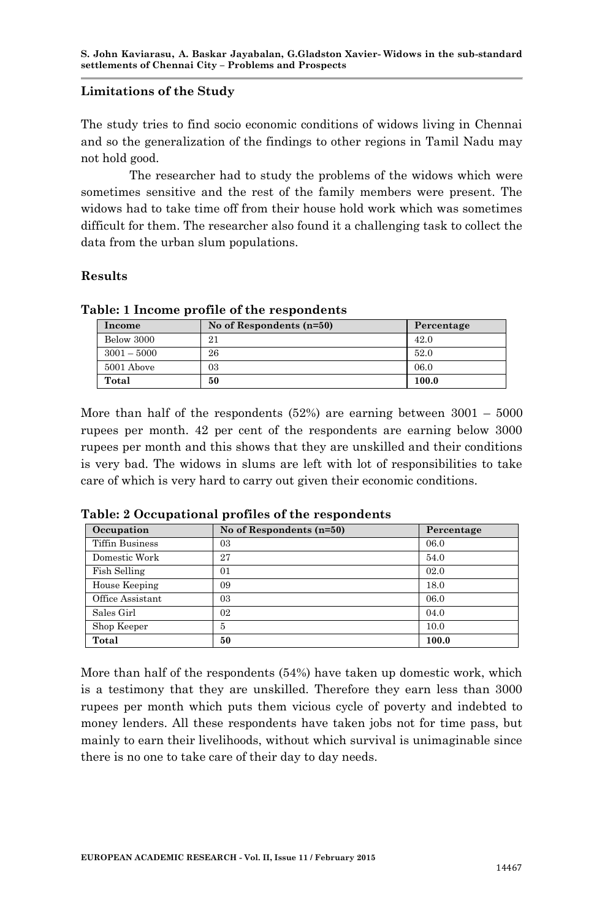## Limitations of the Study

The study tries to find socio economic conditions of widows living in Chennai and so the generalization of the findings to other regions in Tamil Nadu may not hold good.

The researcher had to study the problems of the widows which were sometimes sensitive and the rest of the family members were present. The widows had to take time off from their house hold work which was sometimes difficult for them. The researcher also found it a challenging task to collect the data from the urban slum populations.

## Results

**Table: 1 Income profile of the respondents**

| Income | No of Respondents (n=50) | Percentage |
|---|---|---|
| Below 3000 | 21 | 42.0 |
| 3001 – 5000 | 26 | 52.0 |
| 5001 Above | 03 | 06.0 |
| **Total** | **50** | **100.0** |

More than half of the respondents (52%) are earning between 3001 – 5000 rupees per month. 42 per cent of the respondents are earning below 3000 rupees per month and this shows that they are unskilled and their conditions is very bad. The widows in slums are left with lot of responsibilities to take care of which is very hard to carry out given their economic conditions.

**Table: 2 Occupational profiles of the respondents**

| Occupation | No of Respondents (n=50) | Percentage |
|---|---|---|
| Tiffin Business | 03 | 06.0 |
| Domestic Work | 27 | 54.0 |
| Fish Selling | 01 | 02.0 |
| House Keeping | 09 | 18.0 |
| Office Assistant | 03 | 06.0 |
| Sales Girl | 02 | 04.0 |
| Shop Keeper | 5 | 10.0 |
| **Total** | **50** | **100.0** |

More than half of the respondents (54%) have taken up domestic work, which is a testimony that they are unskilled. Therefore they earn less than 3000 rupees per month which puts them vicious cycle of poverty and indebted to money lenders. All these respondents have taken jobs not for time pass, but mainly to earn their livelihoods, without which survival is unimaginable since there is no one to take care of their day to day needs.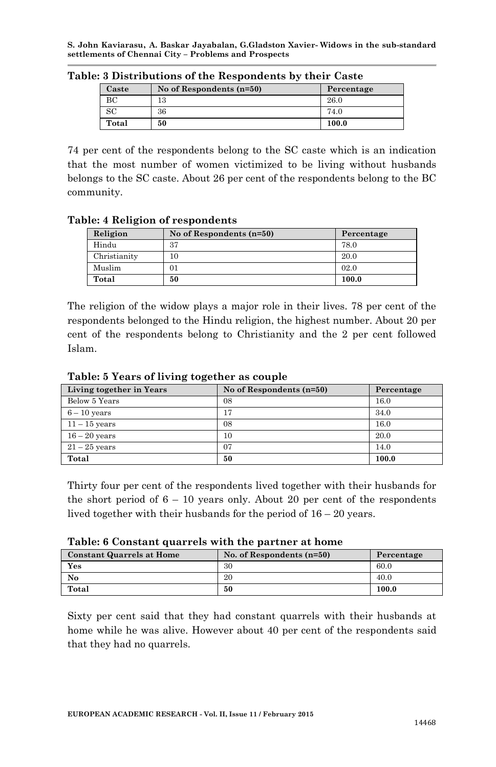**Table: 3 Distributions of the Respondents by their Caste**

| Caste | No of Respondents (n=50) | Percentage |
|---|---|---|
| BC | 13 | 26.0 |
| SC | 36 | 74.0 |
| **Total** | **50** | **100.0** |

74 per cent of the respondents belong to the SC caste which is an indication that the most number of women victimized to be living without husbands belongs to the SC caste. About 26 per cent of the respondents belong to the BC community.

**Table: 4 Religion of respondents**

| Religion | No of Respondents (n=50) | Percentage |
|---|---|---|
| Hindu | 37 | 78.0 |
| Christianity | 10 | 20.0 |
| Muslim | 01 | 02.0 |
| **Total** | **50** | **100.0** |

The religion of the widow plays a major role in their lives. 78 per cent of the respondents belonged to the Hindu religion, the highest number. About 20 per cent of the respondents belong to Christianity and the 2 per cent followed Islam.

**Table: 5 Years of living together as couple**

| Living together in Years | No of Respondents (n=50) | Percentage |
|---|---|---|
| Below 5 Years | 08 | 16.0 |
| 6 – 10 years | 17 | 34.0 |
| 11 – 15 years | 08 | 16.0 |
| 16 – 20 years | 10 | 20.0 |
| 21 – 25 years | 07 | 14.0 |
| **Total** | **50** | **100.0** |

Thirty four per cent of the respondents lived together with their husbands for the short period of 6 – 10 years only. About 20 per cent of the respondents lived together with their husbands for the period of 16 – 20 years.

**Table: 6 Constant quarrels with the partner at home**

| Constant Quarrels at Home | No. of Respondents (n=50) | Percentage |
|---|---|---|
| **Yes** | 30 | 60.0 |
| **No** | 20 | 40.0 |
| **Total** | **50** | **100.0** |

Sixty per cent said that they had constant quarrels with their husbands at home while he was alive. However about 40 per cent of the respondents said that they had no quarrels.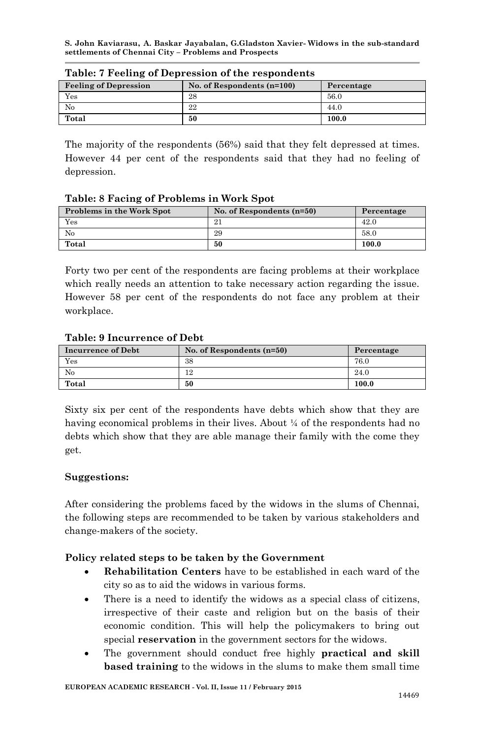**Table: 7 Feeling of Depression of the respondents**

| Feeling of Depression | No. of Respondents (n=100) | Percentage |
|---|---|---|
| Yes | 28 | 56.0 |
| No | 22 | 44.0 |
| **Total** | **50** | **100.0** |

The majority of the respondents (56%) said that they felt depressed at times. However 44 per cent of the respondents said that they had no feeling of depression.

**Table: 8 Facing of Problems in Work Spot**

| Problems in the Work Spot | No. of Respondents (n=50) | Percentage |
|---|---|---|
| Yes | 21 | 42.0 |
| No | 29 | 58.0 |
| **Total** | **50** | **100.0** |

Forty two per cent of the respondents are facing problems at their workplace which really needs an attention to take necessary action regarding the issue. However 58 per cent of the respondents do not face any problem at their workplace.

**Table: 9 Incurrence of Debt**

| Incurrence of Debt | No. of Respondents (n=50) | Percentage |
|---|---|---|
| Yes | 38 | 76.0 |
| No | 12 | 24.0 |
| **Total** | **50** | **100.0** |

Sixty six per cent of the respondents have debts which show that they are having economical problems in their lives. About ¼ of the respondents had no debts which show that they are able manage their family with the come they get.

## Suggestions:

After considering the problems faced by the widows in the slums of Chennai, the following steps are recommended to be taken by various stakeholders and change-makers of the society.

### Policy related steps to be taken by the Government

- **Rehabilitation Centers** have to be established in each ward of the city so as to aid the widows in various forms.
- There is a need to identify the widows as a special class of citizens, irrespective of their caste and religion but on the basis of their economic condition. This will help the policymakers to bring out special **reservation** in the government sectors for the widows.
- The government should conduct free highly **practical and skill based training** to the widows in the slums to make them small time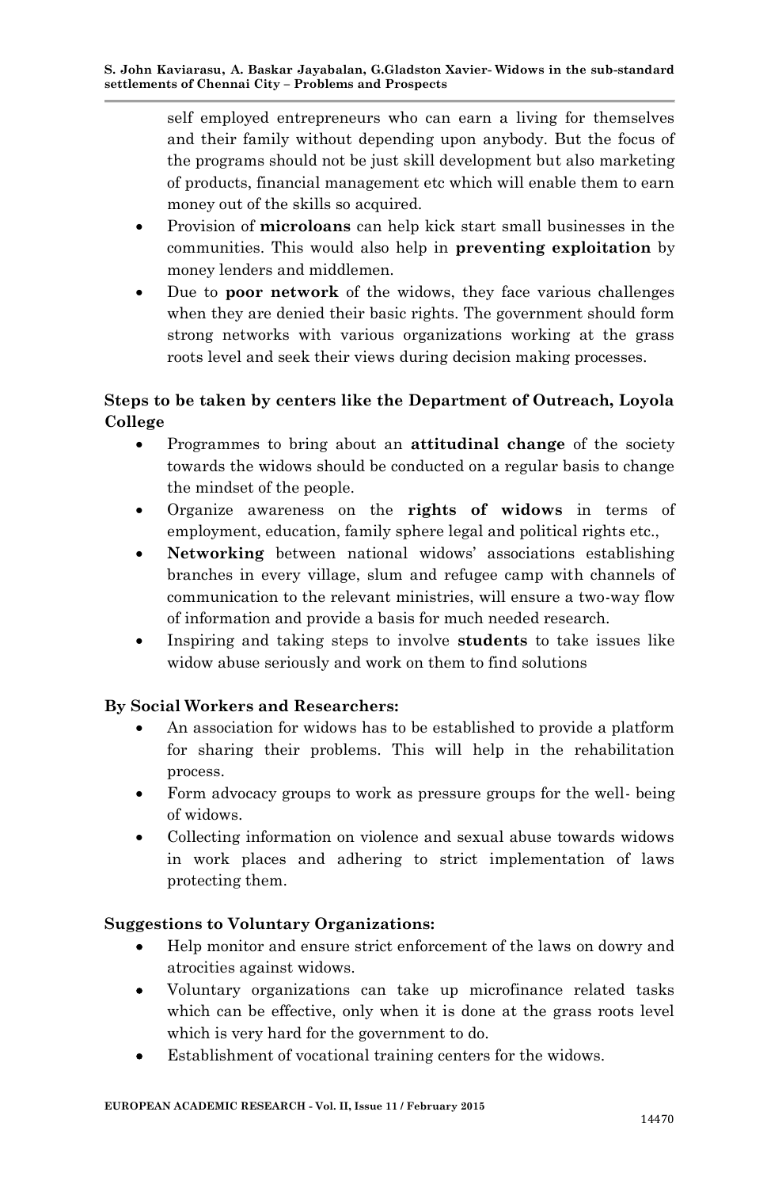self employed entrepreneurs who can earn a living for themselves and their family without depending upon anybody. But the focus of the programs should not be just skill development but also marketing of products, financial management etc which will enable them to earn money out of the skills so acquired.

- Provision of **microloans** can help kick start small businesses in the communities. This would also help in **preventing exploitation** by money lenders and middlemen.
- Due to **poor network** of the widows, they face various challenges when they are denied their basic rights. The government should form strong networks with various organizations working at the grass roots level and seek their views during decision making processes.

**Steps to be taken by centers like the Department of Outreach, Loyola College**

- Programmes to bring about an **attitudinal change** of the society towards the widows should be conducted on a regular basis to change the mindset of the people.
- Organize awareness on the **rights of widows** in terms of employment, education, family sphere legal and political rights etc.,
- **Networking** between national widows' associations establishing branches in every village, slum and refugee camp with channels of communication to the relevant ministries, will ensure a two-way flow of information and provide a basis for much needed research.
- Inspiring and taking steps to involve **students** to take issues like widow abuse seriously and work on them to find solutions

**By Social Workers and Researchers:**

- An association for widows has to be established to provide a platform for sharing their problems. This will help in the rehabilitation process.
- Form advocacy groups to work as pressure groups for the well- being of widows.
- Collecting information on violence and sexual abuse towards widows in work places and adhering to strict implementation of laws protecting them.

**Suggestions to Voluntary Organizations:**

- Help monitor and ensure strict enforcement of the laws on dowry and atrocities against widows.
- Voluntary organizations can take up microfinance related tasks which can be effective, only when it is done at the grass roots level which is very hard for the government to do.
- Establishment of vocational training centers for the widows.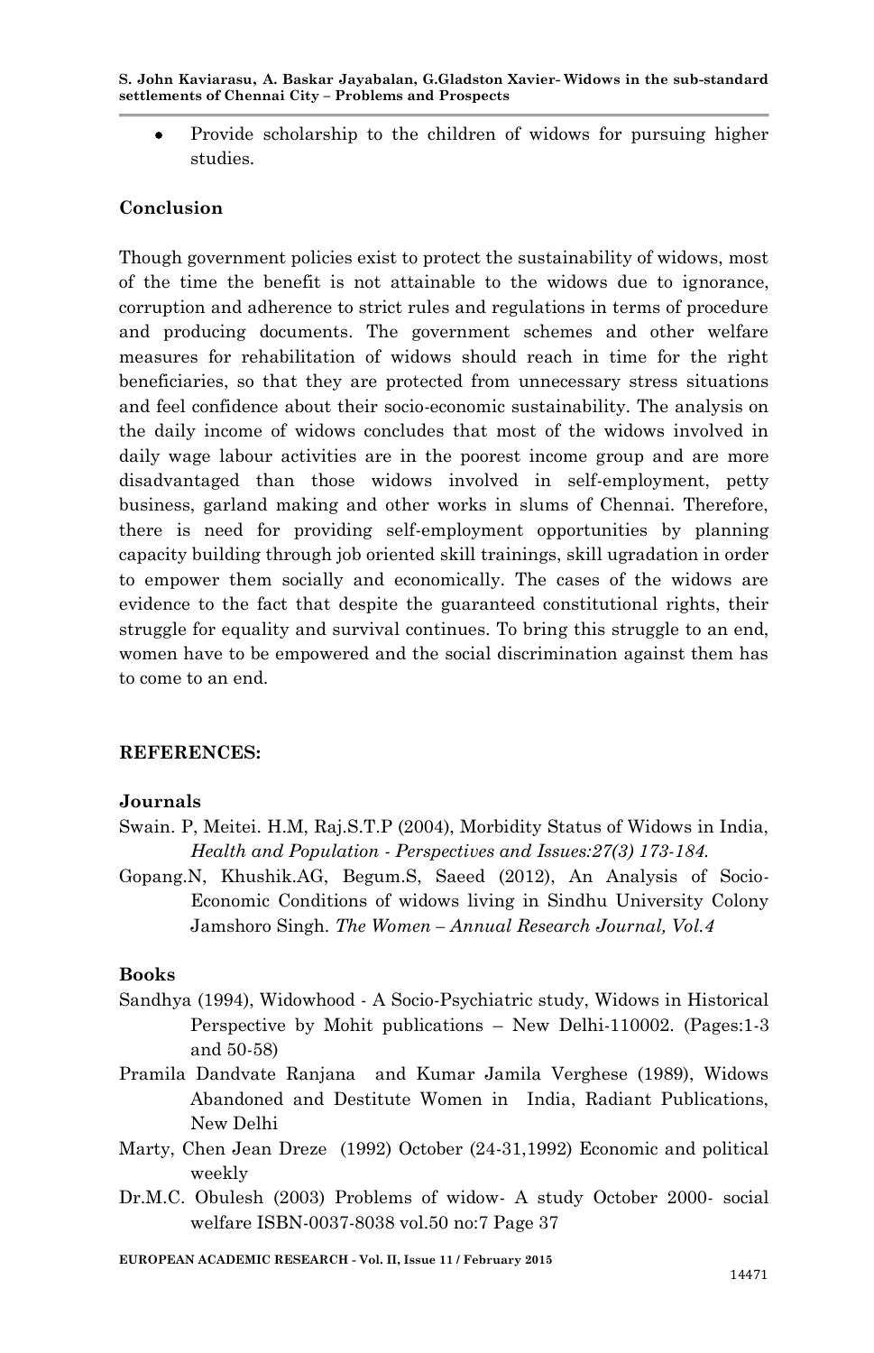- Provide scholarship to the children of widows for pursuing higher studies.

## Conclusion

Though government policies exist to protect the sustainability of widows, most of the time the benefit is not attainable to the widows due to ignorance, corruption and adherence to strict rules and regulations in terms of procedure and producing documents. The government schemes and other welfare measures for rehabilitation of widows should reach in time for the right beneficiaries, so that they are protected from unnecessary stress situations and feel confidence about their socio-economic sustainability. The analysis on the daily income of widows concludes that most of the widows involved in daily wage labour activities are in the poorest income group and are more disadvantaged than those widows involved in self-employment, petty business, garland making and other works in slums of Chennai. Therefore, there is need for providing self-employment opportunities by planning capacity building through job oriented skill trainings, skill ugradation in order to empower them socially and economically. The cases of the widows are evidence to the fact that despite the guaranteed constitutional rights, their struggle for equality and survival continues. To bring this struggle to an end, women have to be empowered and the social discrimination against them has to come to an end.

## REFERENCES:

### Journals

Swain. P, Meitei. H.M, Raj.S.T.P (2004), Morbidity Status of Widows in India, *Health and Population - Perspectives and Issues:27(3) 173-184.*

Gopang.N, Khushik.AG, Begum.S, Saeed (2012), An Analysis of Socio-Economic Conditions of widows living in Sindhu University Colony Jamshoro Singh. *The Women – Annual Research Journal, Vol.4*

### Books

Sandhya (1994), Widowhood - A Socio-Psychiatric study, Widows in Historical Perspective by Mohit publications – New Delhi-110002. (Pages:1-3 and 50-58)

Pramila Dandvate Ranjana and Kumar Jamila Verghese (1989), Widows Abandoned and Destitute Women in India, Radiant Publications, New Delhi

Marty, Chen Jean Dreze (1992) October (24-31,1992) Economic and political weekly

Dr.M.C. Obulesh (2003) Problems of widow- A study October 2000- social welfare ISBN-0037-8038 vol.50 no:7 Page 37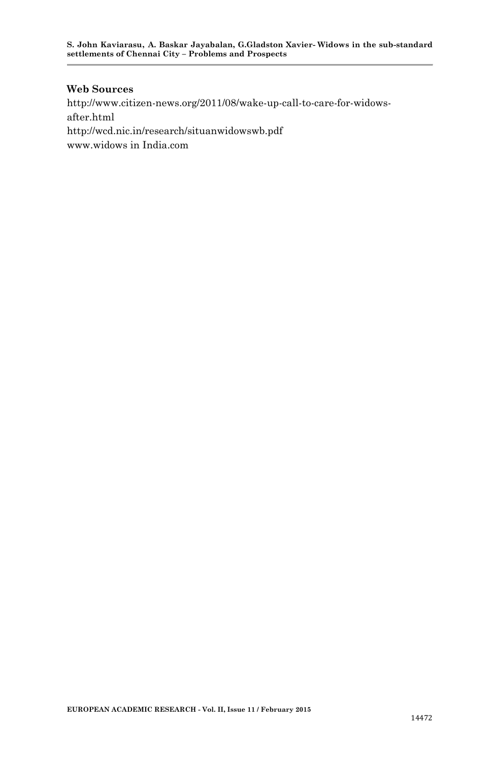### Web Sources

http://www.citizen-news.org/2011/08/wake-up-call-to-care-for-widows-after.html
http://wcd.nic.in/research/situanwidowswb.pdf
www.widows in India.com